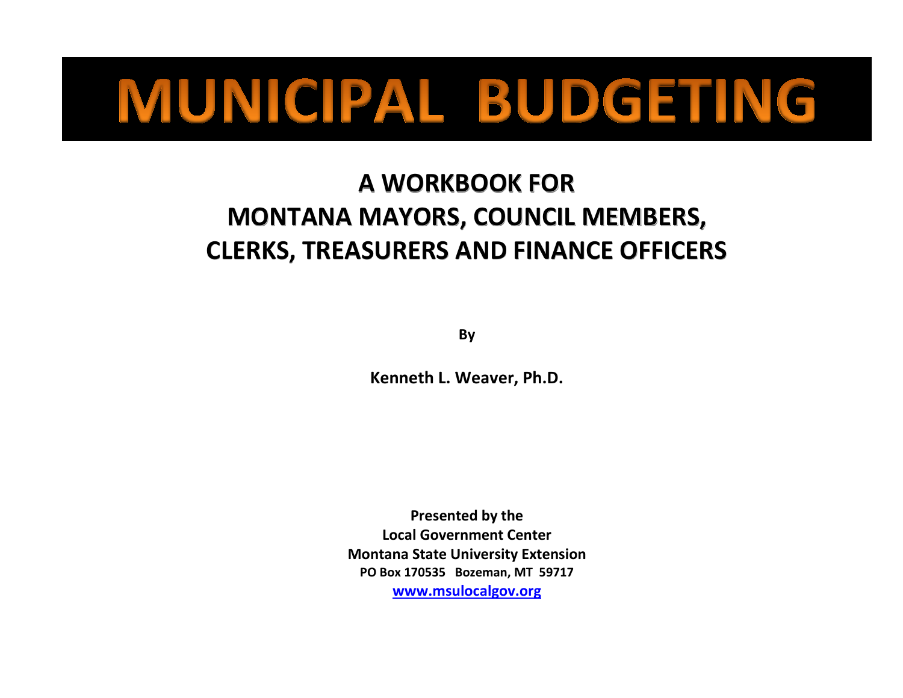# MUNICIPAL BUDGETING

## A WORKBOOK FOR MONTANA MAYORS, COUNCIL MEMBERS, CLERKS, TREASURERS AND FINANCE OFFICERS

**By**

**Kenneth L. Weaver, Ph.D.**

**Presented by the**
**Local Government Center**
**Montana State University Extension**
**PO Box 170535 Bozeman, MT 59717**
**www.msulocalgov.org**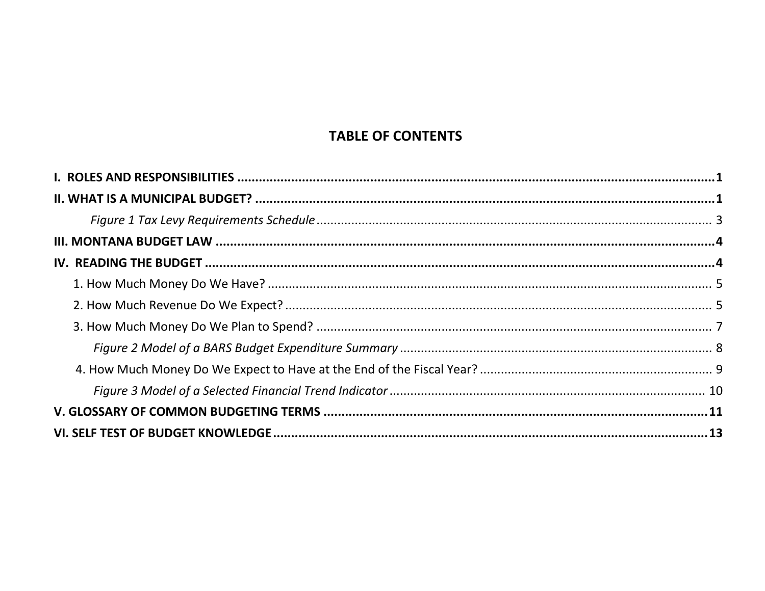## TABLE OF CONTENTS

**I. ROLES AND RESPONSIBILITIES .............................................................. 1**

**II. WHAT IS A MUNICIPAL BUDGET? .......................................................... 1**

*Figure 1 Tax Levy Requirements Schedule* ........................................................ 3

**III. MONTANA BUDGET LAW ........................................................................ 4**

**IV. READING THE BUDGET ......................................................................... 4**

1. How Much Money Do We Have? ................................................................. 5
2. How Much Revenue Do We Expect? ............................................................ 5
3. How Much Money Do We Plan to Spend? ...................................................... 7

   *Figure 2 Model of a BARS Budget Expenditure Summary* .................................. 8

4. How Much Money Do We Expect to Have at the End of the Fiscal Year? ............. 9

   *Figure 3 Model of a Selected Financial Trend Indicator* ................................... 10

**V. GLOSSARY OF COMMON BUDGETING TERMS .............................................. 11**

**VI. SELF TEST OF BUDGET KNOWLEDGE ...................................................... 13**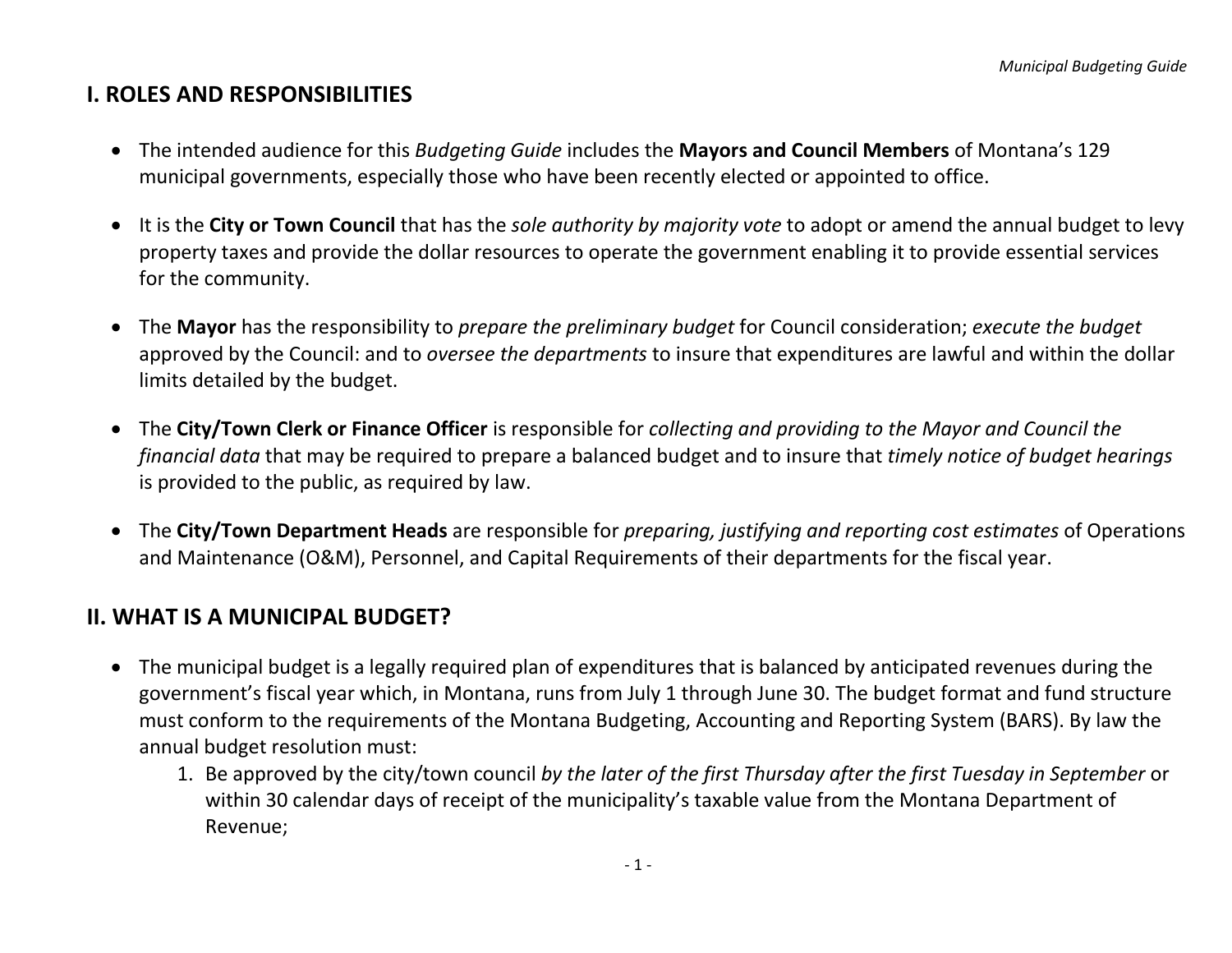## I. ROLES AND RESPONSIBILITIES

- The intended audience for this *Budgeting Guide* includes the **Mayors and Council Members** of Montana's 129 municipal governments, especially those who have been recently elected or appointed to office.

- It is the **City or Town Council** that has the *sole authority by majority vote* to adopt or amend the annual budget to levy property taxes and provide the dollar resources to operate the government enabling it to provide essential services for the community.

- The **Mayor** has the responsibility to *prepare the preliminary budget* for Council consideration; *execute the budget* approved by the Council: and to *oversee the departments* to insure that expenditures are lawful and within the dollar limits detailed by the budget.

- The **City/Town Clerk or Finance Officer** is responsible for *collecting and providing to the Mayor and Council the financial data* that may be required to prepare a balanced budget and to insure that *timely notice of budget hearings* is provided to the public, as required by law.

- The **City/Town Department Heads** are responsible for *preparing, justifying and reporting cost estimates* of Operations and Maintenance (O&M), Personnel, and Capital Requirements of their departments for the fiscal year.

## II. WHAT IS A MUNICIPAL BUDGET?

- The municipal budget is a legally required plan of expenditures that is balanced by anticipated revenues during the government's fiscal year which, in Montana, runs from July 1 through June 30. The budget format and fund structure must conform to the requirements of the Montana Budgeting, Accounting and Reporting System (BARS). By law the annual budget resolution must:
    1. Be approved by the city/town council *by the later of the first Thursday after the first Tuesday in September* or within 30 calendar days of receipt of the municipality's taxable value from the Montana Department of Revenue;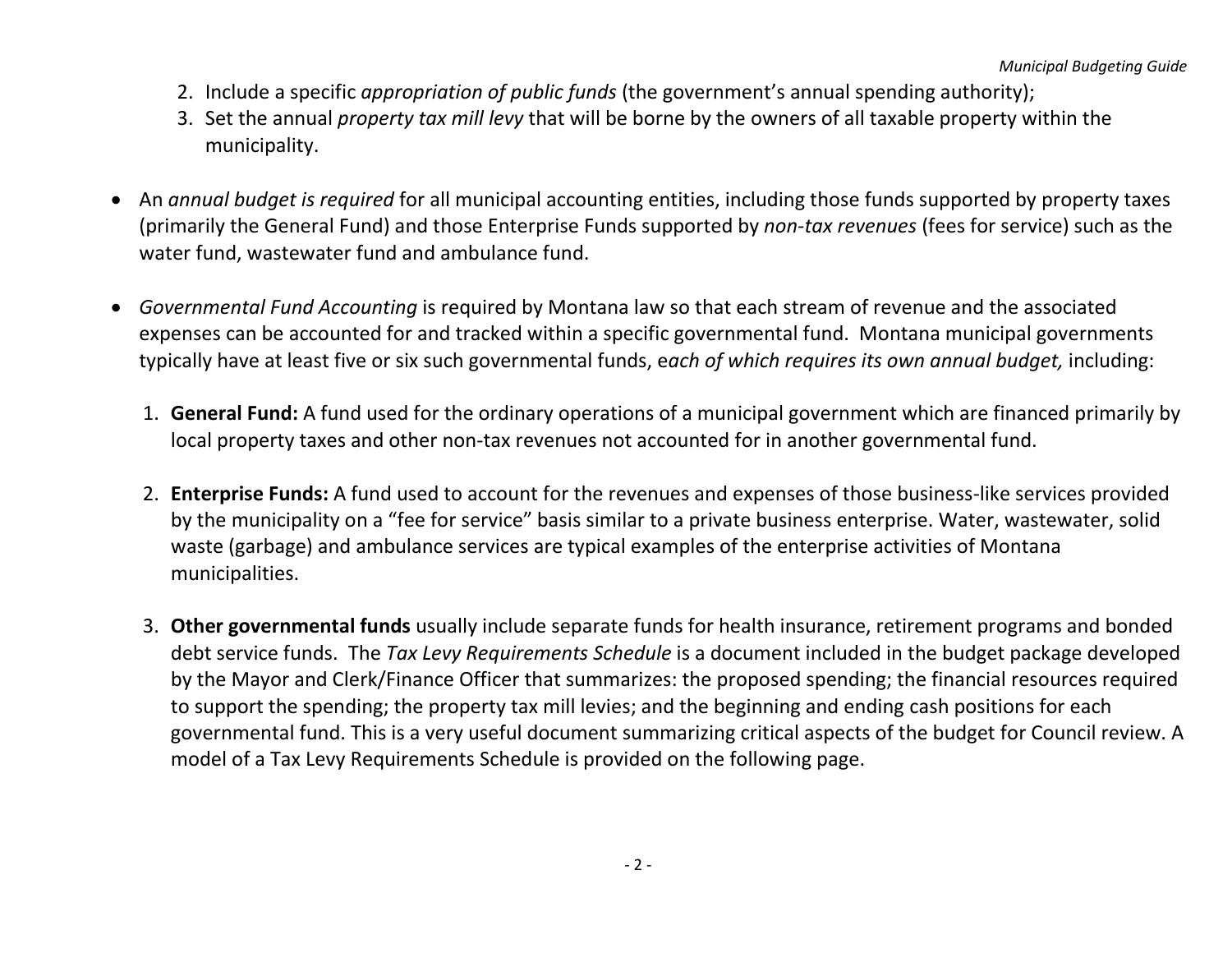2. Include a specific *appropriation of public funds* (the government's annual spending authority);
3. Set the annual *property tax mill levy* that will be borne by the owners of all taxable property within the municipality.

- An *annual budget is required* for all municipal accounting entities, including those funds supported by property taxes (primarily the General Fund) and those Enterprise Funds supported by *non-tax revenues* (fees for service) such as the water fund, wastewater fund and ambulance fund.

- *Governmental Fund Accounting* is required by Montana law so that each stream of revenue and the associated expenses can be accounted for and tracked within a specific governmental fund. Montana municipal governments typically have at least five or six such governmental funds, e*ach of which requires its own annual budget,* including:

  1. **General Fund:** A fund used for the ordinary operations of a municipal government which are financed primarily by local property taxes and other non-tax revenues not accounted for in another governmental fund.

  2. **Enterprise Funds:** A fund used to account for the revenues and expenses of those business-like services provided by the municipality on a "fee for service" basis similar to a private business enterprise. Water, wastewater, solid waste (garbage) and ambulance services are typical examples of the enterprise activities of Montana municipalities.

  3. **Other governmental funds** usually include separate funds for health insurance, retirement programs and bonded debt service funds. The *Tax Levy Requirements Schedule* is a document included in the budget package developed by the Mayor and Clerk/Finance Officer that summarizes: the proposed spending; the financial resources required to support the spending; the property tax mill levies; and the beginning and ending cash positions for each governmental fund. This is a very useful document summarizing critical aspects of the budget for Council review. A model of a Tax Levy Requirements Schedule is provided on the following page.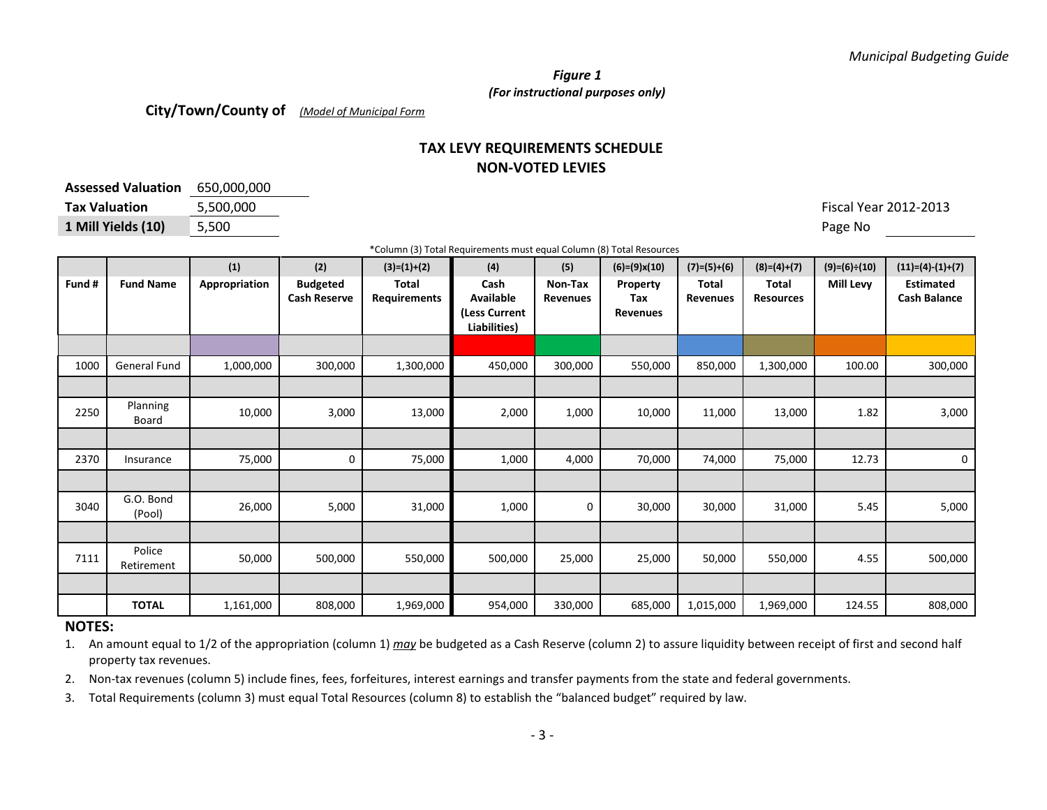*Figure 1*

***(For instructional purposes only)***

**City/Town/County of** *(Model of Municipal Form*

## TAX LEVY REQUIREMENTS SCHEDULE
## NON-VOTED LEVIES

**Assessed Valuation** 650,000,000

**Tax Valuation** 5,500,000

**1 Mill Yields (10)** 5,500

Fiscal Year 2012-2013

Page No

*Column (3) Total Requirements must equal Column (8) Total Resources

| | | (1) | (2) | (3)=(1)+(2) | (4) | (5) | (6)=(9)x(10) | (7)=(5)+(6) | (8)=(4)+(7) | (9)=(6)÷(10) | (11)=(4)-(1)+(7) |
|---|---|---|---|---|---|---|---|---|---|---|---|
| **Fund #** | **Fund Name** | **Appropriation** | **Budgeted Cash Reserve** | **Total Requirements** | **Cash Available (Less Current Liabilities)** | **Non-Tax Revenues** | **Property Tax Revenues** | **Total Revenues** | **Total Resources** | **Mill Levy** | **Estimated Cash Balance** |
| 1000 | General Fund | 1,000,000 | 300,000 | 1,300,000 | 450,000 | 300,000 | 550,000 | 850,000 | 1,300,000 | 100.00 | 300,000 |
| 2250 | Planning Board | 10,000 | 3,000 | 13,000 | 2,000 | 1,000 | 10,000 | 11,000 | 13,000 | 1.82 | 3,000 |
| 2370 | Insurance | 75,000 | 0 | 75,000 | 1,000 | 4,000 | 70,000 | 74,000 | 75,000 | 12.73 | 0 |
| 3040 | G.O. Bond (Pool) | 26,000 | 5,000 | 31,000 | 1,000 | 0 | 30,000 | 30,000 | 31,000 | 5.45 | 5,000 |
| 7111 | Police Retirement | 50,000 | 500,000 | 550,000 | 500,000 | 25,000 | 25,000 | 50,000 | 550,000 | 4.55 | 500,000 |
| | **TOTAL** | 1,161,000 | 808,000 | 1,969,000 | 954,000 | 330,000 | 685,000 | 1,015,000 | 1,969,000 | 124.55 | 808,000 |

**NOTES:**

1. An amount equal to 1/2 of the appropriation (column 1) ***may*** be budgeted as a Cash Reserve (column 2) to assure liquidity between receipt of first and second half property tax revenues.
2. Non-tax revenues (column 5) include fines, fees, forfeitures, interest earnings and transfer payments from the state and federal governments.
3. Total Requirements (column 3) must equal Total Resources (column 8) to establish the "balanced budget" required by law.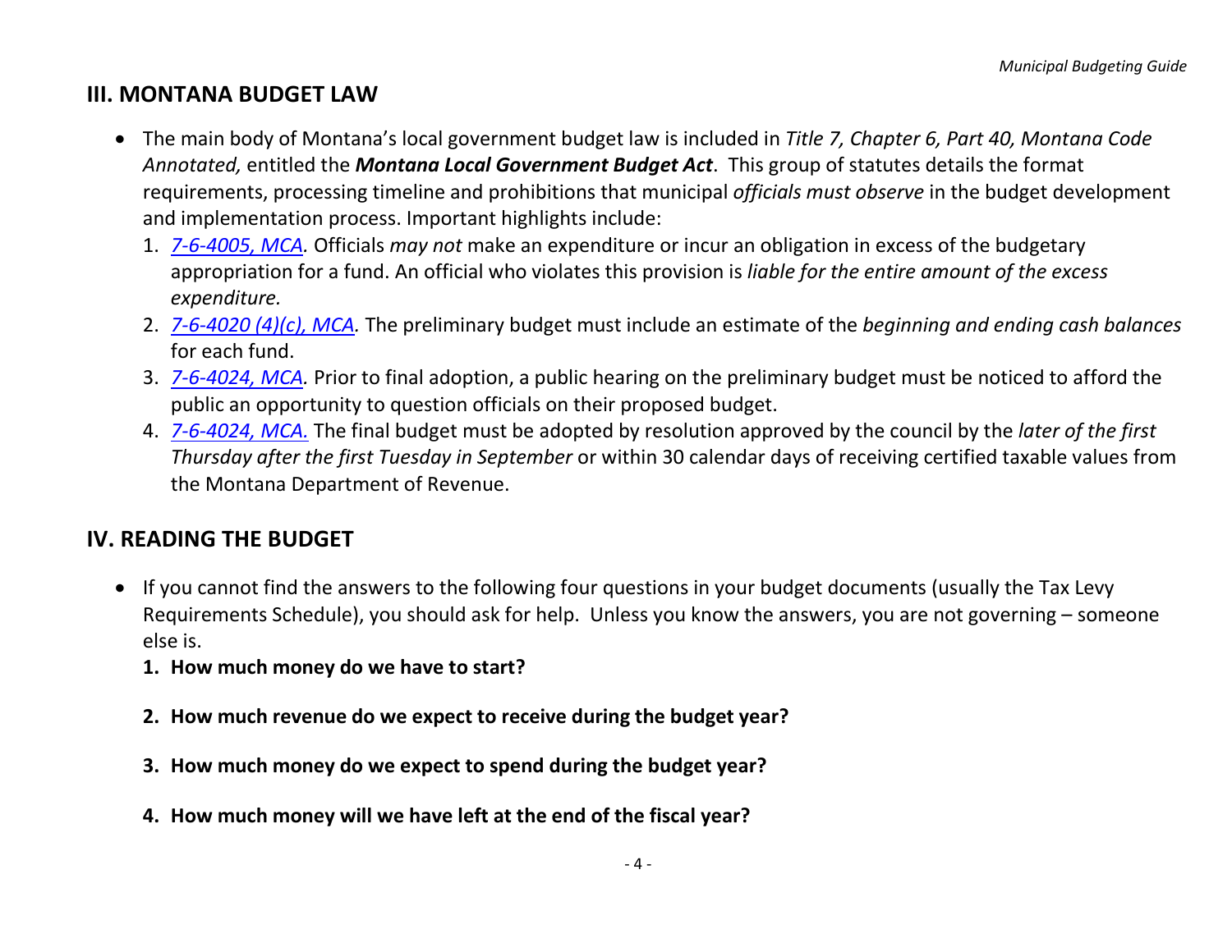## III. MONTANA BUDGET LAW

- The main body of Montana's local government budget law is included in *Title 7, Chapter 6, Part 40, Montana Code Annotated,* entitled the ***Montana Local Government Budget Act***. This group of statutes details the format requirements, processing timeline and prohibitions that municipal *officials must observe* in the budget development and implementation process. Important highlights include:
  1. *7-6-4005, MCA.* Officials *may not* make an expenditure or incur an obligation in excess of the budgetary appropriation for a fund. An official who violates this provision is *liable for the entire amount of the excess expenditure.*
  2. *7-6-4020 (4)(c), MCA.* The preliminary budget must include an estimate of the *beginning and ending cash balances* for each fund.
  3. *7-6-4024, MCA.* Prior to final adoption, a public hearing on the preliminary budget must be noticed to afford the public an opportunity to question officials on their proposed budget.
  4. *7-6-4024, MCA.* The final budget must be adopted by resolution approved by the council by the *later of the first Thursday after the first Tuesday in September* or within 30 calendar days of receiving certified taxable values from the Montana Department of Revenue.

## IV. READING THE BUDGET

- If you cannot find the answers to the following four questions in your budget documents (usually the Tax Levy Requirements Schedule), you should ask for help. Unless you know the answers, you are not governing – someone else is.
  1. **How much money do we have to start?**
  2. **How much revenue do we expect to receive during the budget year?**
  3. **How much money do we expect to spend during the budget year?**
  4. **How much money will we have left at the end of the fiscal year?**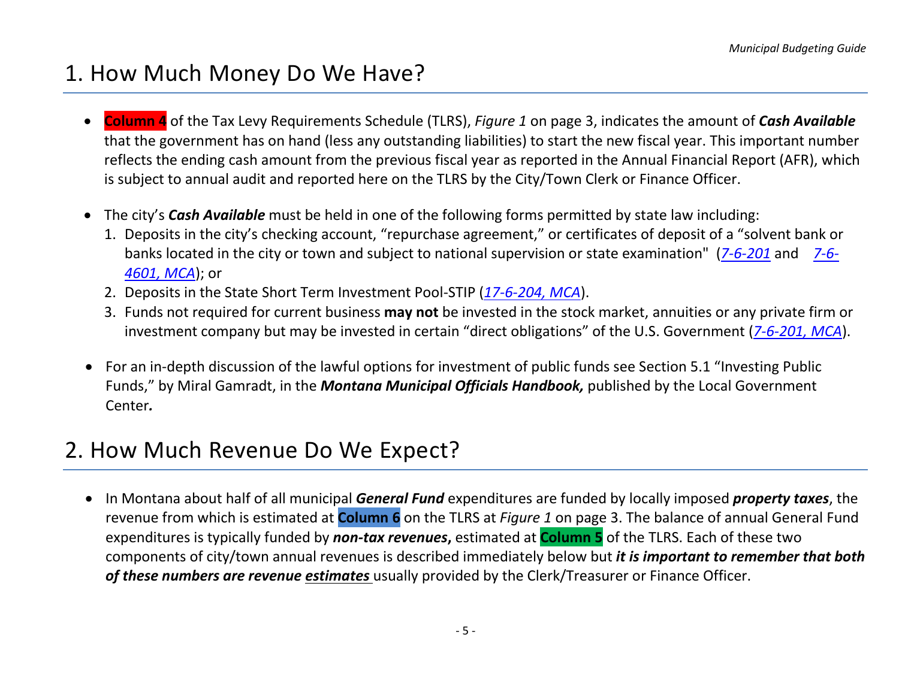# 1. How Much Money Do We Have?

- **Column 4** of the Tax Levy Requirements Schedule (TLRS), *Figure 1* on page 3, indicates the amount of ***Cash Available*** that the government has on hand (less any outstanding liabilities) to start the new fiscal year. This important number reflects the ending cash amount from the previous fiscal year as reported in the Annual Financial Report (AFR), which is subject to annual audit and reported here on the TLRS by the City/Town Clerk or Finance Officer.

- The city's ***Cash Available*** must be held in one of the following forms permitted by state law including:
  1. Deposits in the city's checking account, "repurchase agreement," or certificates of deposit of a "solvent bank or banks located in the city or town and subject to national supervision or state examination" (*7-6-201* and *7-6-4601, MCA*); or
  2. Deposits in the State Short Term Investment Pool-STIP (*17-6-204, MCA*).
  3. Funds not required for current business **may not** be invested in the stock market, annuities or any private firm or investment company but may be invested in certain "direct obligations" of the U.S. Government (*7-6-201, MCA*).

- For an in-depth discussion of the lawful options for investment of public funds see Section 5.1 "Investing Public Funds," by Miral Gamradt, in the ***Montana Municipal Officials Handbook,*** published by the Local Government Center*.*

# 2. How Much Revenue Do We Expect?

- In Montana about half of all municipal ***General Fund*** expenditures are funded by locally imposed ***property taxes***, the revenue from which is estimated at **Column 6** on the TLRS at *Figure 1* on page 3. The balance of annual General Fund expenditures is typically funded by ***non-tax revenues*****,** estimated at **Column 5** of the TLRS. Each of these two components of city/town annual revenues is described immediately below but ***it is important to remember that both of these numbers are revenue estimates*** usually provided by the Clerk/Treasurer or Finance Officer.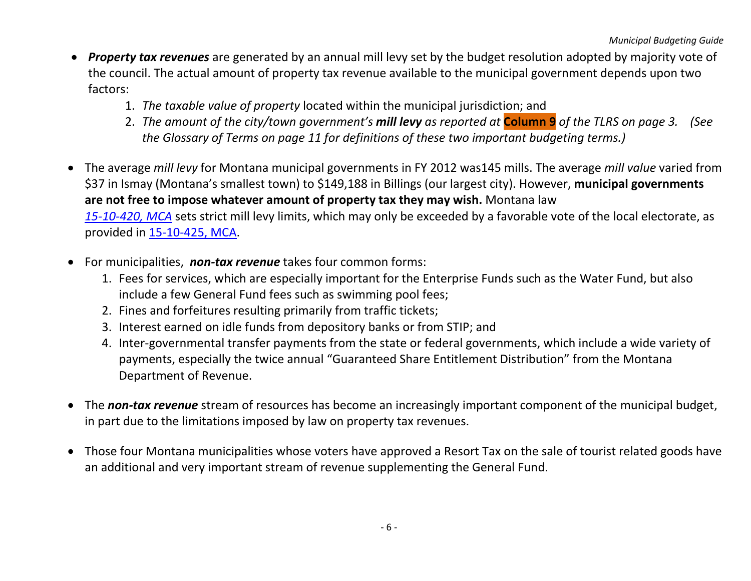- ***Property tax revenues*** are generated by an annual mill levy set by the budget resolution adopted by majority vote of the council. The actual amount of property tax revenue available to the municipal government depends upon two factors:
  1. *The taxable value of property* located within the municipal jurisdiction; and
  2. *The amount of the city/town government's **mill levy** as reported at* **Column 9** *of the TLRS on page 3. (See the Glossary of Terms on page 11 for definitions of these two important budgeting terms.)*

- The average *mill levy* for Montana municipal governments in FY 2012 was145 mills. The average *mill value* varied from $37 in Ismay (Montana's smallest town) to $149,188 in Billings (our largest city). However, **municipal governments are not free to impose whatever amount of property tax they may wish.** Montana law *15-10-420, MCA* sets strict mill levy limits, which may only be exceeded by a favorable vote of the local electorate, as provided in 15-10-425, MCA.

- For municipalities, ***non-tax revenue*** takes four common forms:
  1. Fees for services, which are especially important for the Enterprise Funds such as the Water Fund, but also include a few General Fund fees such as swimming pool fees;
  2. Fines and forfeitures resulting primarily from traffic tickets;
  3. Interest earned on idle funds from depository banks or from STIP; and
  4. Inter-governmental transfer payments from the state or federal governments, which include a wide variety of payments, especially the twice annual "Guaranteed Share Entitlement Distribution" from the Montana Department of Revenue.

- The ***non-tax revenue*** stream of resources has become an increasingly important component of the municipal budget, in part due to the limitations imposed by law on property tax revenues.

- Those four Montana municipalities whose voters have approved a Resort Tax on the sale of tourist related goods have an additional and very important stream of revenue supplementing the General Fund.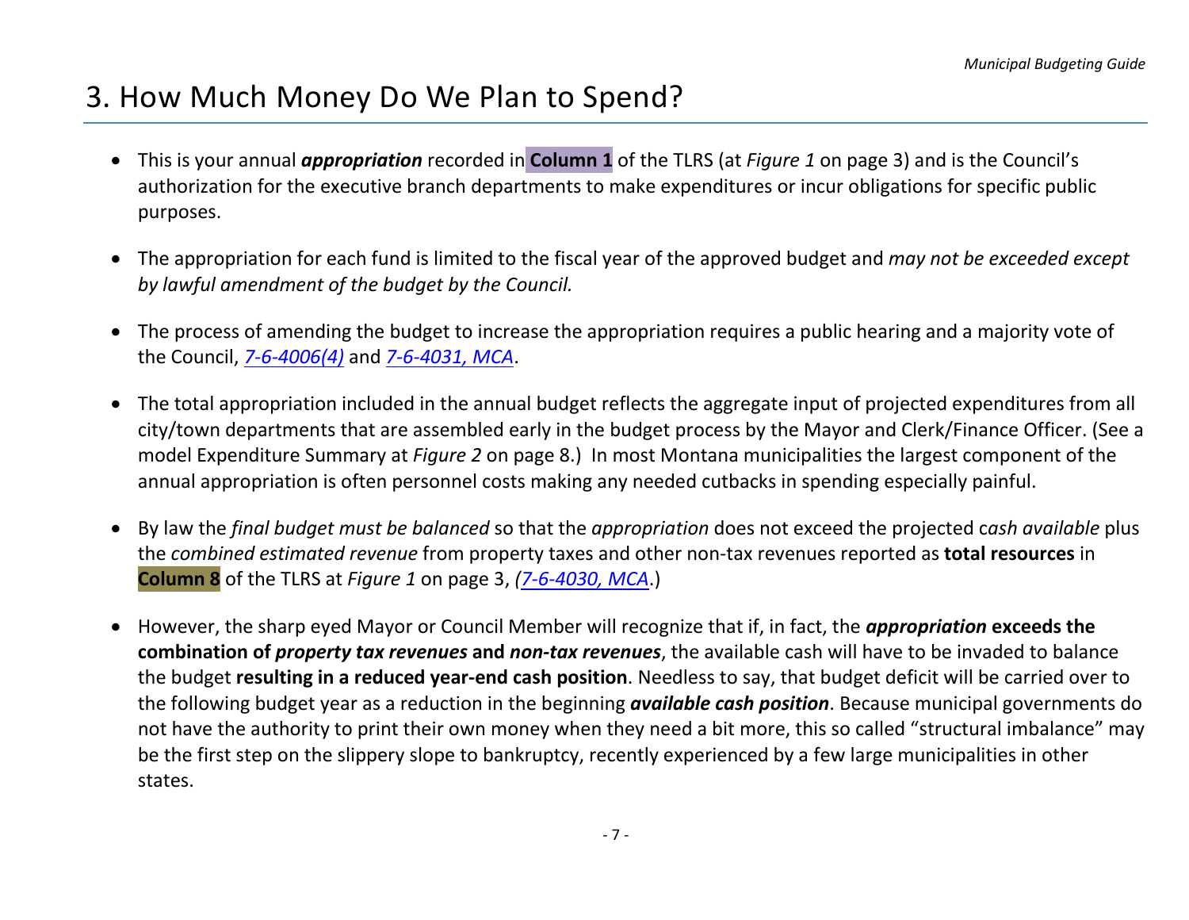# 3. How Much Money Do We Plan to Spend?

- This is your annual ***appropriation*** recorded in **Column 1** of the TLRS (at *Figure 1* on page 3) and is the Council's authorization for the executive branch departments to make expenditures or incur obligations for specific public purposes.

- The appropriation for each fund is limited to the fiscal year of the approved budget and *may not be exceeded except by lawful amendment of the budget by the Council.*

- The process of amending the budget to increase the appropriation requires a public hearing and a majority vote of the Council, *7-6-4006(4)* and *7-6-4031, MCA*.

- The total appropriation included in the annual budget reflects the aggregate input of projected expenditures from all city/town departments that are assembled early in the budget process by the Mayor and Clerk/Finance Officer. (See a model Expenditure Summary at *Figure 2* on page 8.) In most Montana municipalities the largest component of the annual appropriation is often personnel costs making any needed cutbacks in spending especially painful.

- By law the *final budget must be balanced* so that the *appropriation* does not exceed the projected c*ash available* plus the *combined estimated revenue* from property taxes and other non-tax revenues reported as **total resources** in **Column 8** of the TLRS at *Figure 1* on page 3, *(7-6-4030, MCA*.)

- However, the sharp eyed Mayor or Council Member will recognize that if, in fact, the ***appropriation* exceeds the combination of *property tax revenues* and *non-tax revenues***, the available cash will have to be invaded to balance the budget **resulting in a reduced year-end cash position**. Needless to say, that budget deficit will be carried over to the following budget year as a reduction in the beginning ***available cash position***. Because municipal governments do not have the authority to print their own money when they need a bit more, this so called "structural imbalance" may be the first step on the slippery slope to bankruptcy, recently experienced by a few large municipalities in other states.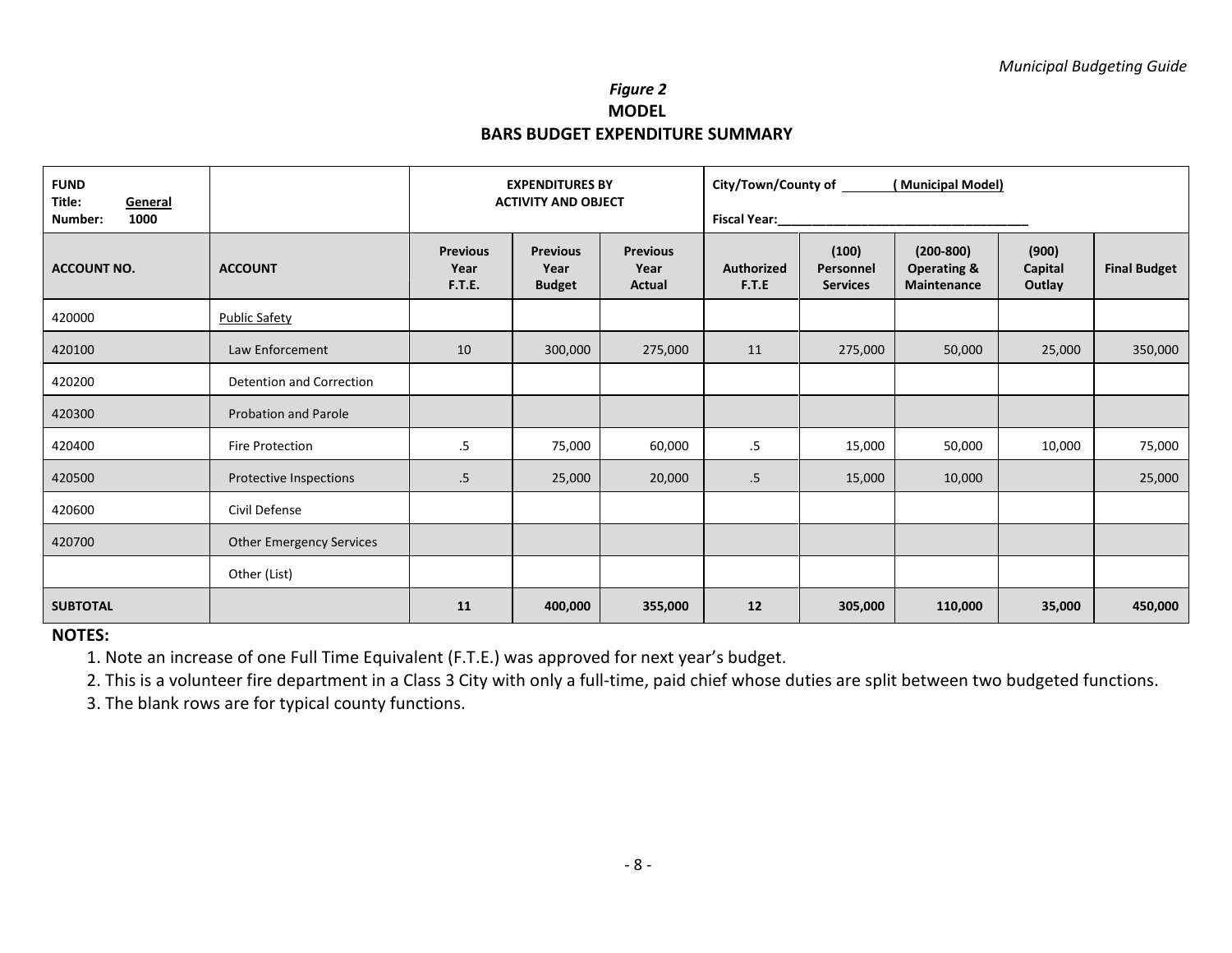*Figure 2*

**MODEL**

**BARS BUDGET EXPENDITURE SUMMARY**

| **FUND** Title: <u>General</u> Number: 1000 | | **EXPENDITURES BY ACTIVITY AND OBJECT** | | | **City/Town/County of ( Municipal Model)** **Fiscal Year:** | | | | |
|---|---|---|---|---|---|---|---|---|---|
| **ACCOUNT NO.** | **ACCOUNT** | **Previous Year F.T.E.** | **Previous Year Budget** | **Previous Year Actual** | **Authorized F.T.E** | **(100) Personnel Services** | **(200-800) Operating & Maintenance** | **(900) Capital Outlay** | **Final Budget** |
| 420000 | <u>Public Safety</u> | | | | | | | | |
| 420100 | Law Enforcement | 10 | 300,000 | 275,000 | 11 | 275,000 | 50,000 | 25,000 | 350,000 |
| 420200 | Detention and Correction | | | | | | | | |
| 420300 | Probation and Parole | | | | | | | | |
| 420400 | Fire Protection | .5 | 75,000 | 60,000 | .5 | 15,000 | 50,000 | 10,000 | 75,000 |
| 420500 | Protective Inspections | .5 | 25,000 | 20,000 | .5 | 15,000 | 10,000 | | 25,000 |
| 420600 | Civil Defense | | | | | | | | |
| 420700 | Other Emergency Services | | | | | | | | |
| | Other (List) | | | | | | | | |
| **SUBTOTAL** | | **11** | **400,000** | **355,000** | **12** | **305,000** | **110,000** | **35,000** | **450,000** |

**NOTES:**

1. Note an increase of one Full Time Equivalent (F.T.E.) was approved for next year's budget.
2. This is a volunteer fire department in a Class 3 City with only a full-time, paid chief whose duties are split between two budgeted functions.
3. The blank rows are for typical county functions.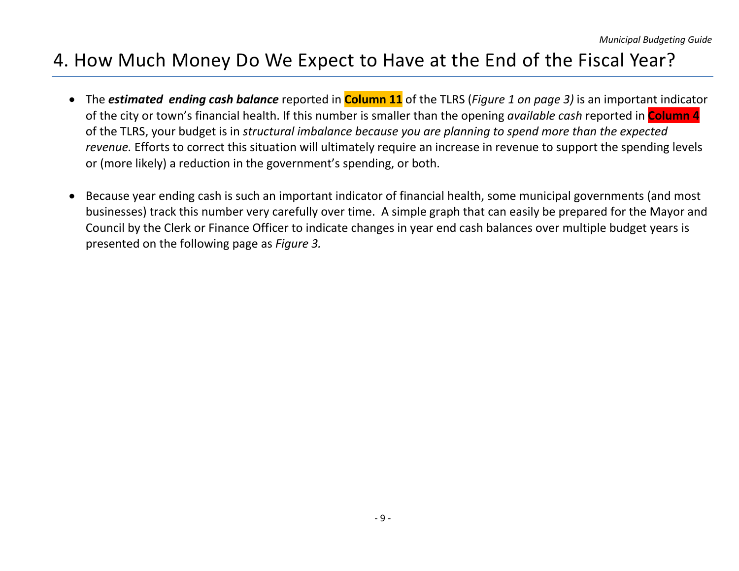# 4. How Much Money Do We Expect to Have at the End of the Fiscal Year?

- The ***estimated ending cash balance*** reported in **Column 11** of the TLRS (*Figure 1 on page 3)* is an important indicator of the city or town's financial health. If this number is smaller than the opening *available cash* reported in **Column 4** of the TLRS, your budget is in *structural imbalance because you are planning to spend more than the expected revenue.* Efforts to correct this situation will ultimately require an increase in revenue to support the spending levels or (more likely) a reduction in the government's spending, or both.

- Because year ending cash is such an important indicator of financial health, some municipal governments (and most businesses) track this number very carefully over time. A simple graph that can easily be prepared for the Mayor and Council by the Clerk or Finance Officer to indicate changes in year end cash balances over multiple budget years is presented on the following page as *Figure 3.*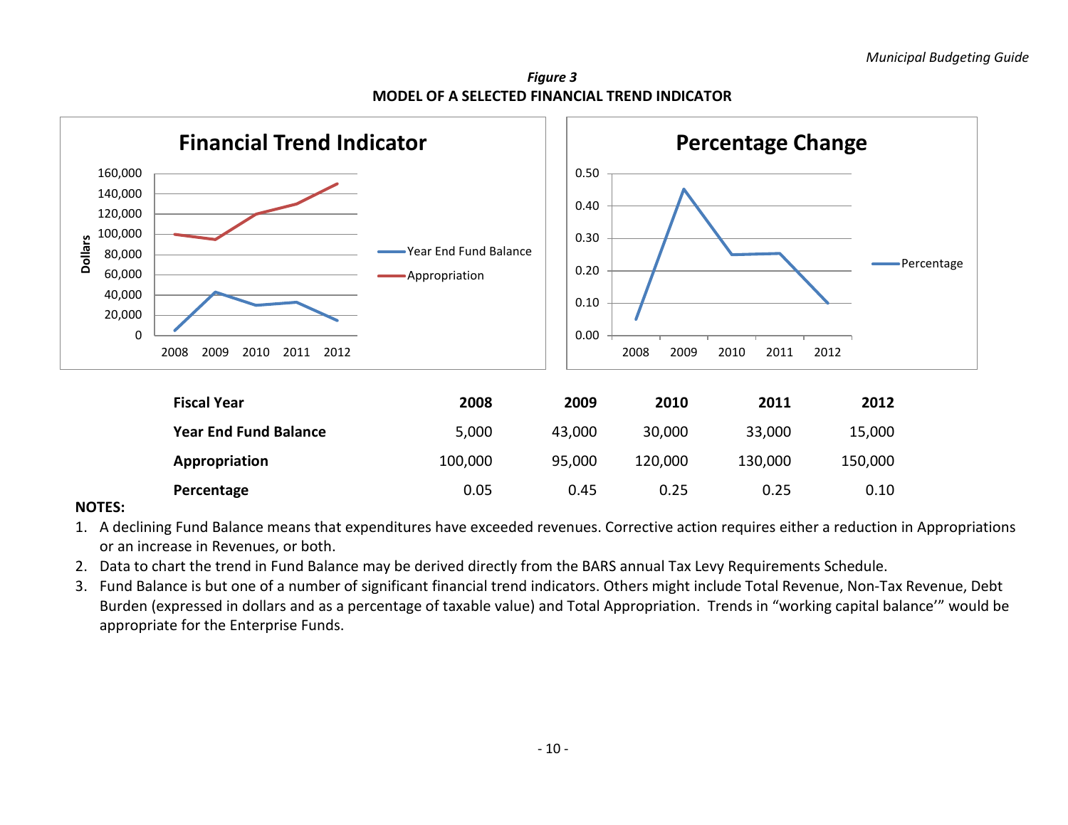*Figure 3*

**MODEL OF A SELECTED FINANCIAL TREND INDICATOR**

| Fiscal Year | 2008 | 2009 | 2010 | 2011 | 2012 |
|---|---|---|---|---|---|
| Year End Fund Balance | 5,000 | 43,000 | 30,000 | 33,000 | 15,000 |
| Appropriation | 100,000 | 95,000 | 120,000 | 130,000 | 150,000 |
| Percentage | 0.05 | 0.45 | 0.25 | 0.25 | 0.10 |

**NOTES:**

1. A declining Fund Balance means that expenditures have exceeded revenues. Corrective action requires either a reduction in Appropriations or an increase in Revenues, or both.
2. Data to chart the trend in Fund Balance may be derived directly from the BARS annual Tax Levy Requirements Schedule.
3. Fund Balance is but one of a number of significant financial trend indicators. Others might include Total Revenue, Non-Tax Revenue, Debt Burden (expressed in dollars and as a percentage of taxable value) and Total Appropriation. Trends in "working capital balance'" would be appropriate for the Enterprise Funds.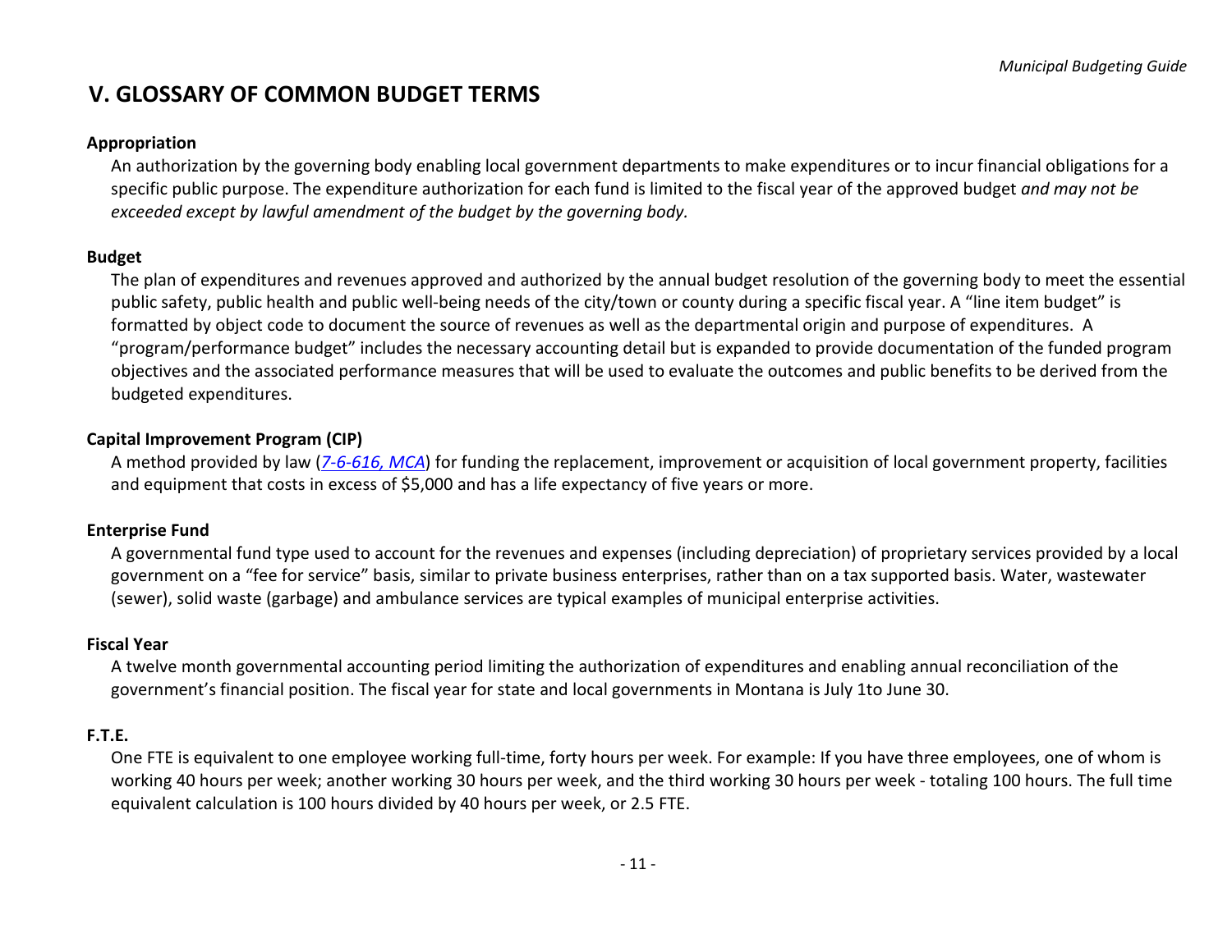## V. GLOSSARY OF COMMON BUDGET TERMS

**Appropriation**

An authorization by the governing body enabling local government departments to make expenditures or to incur financial obligations for a specific public purpose. The expenditure authorization for each fund is limited to the fiscal year of the approved budget *and may not be exceeded except by lawful amendment of the budget by the governing body.*

**Budget**

The plan of expenditures and revenues approved and authorized by the annual budget resolution of the governing body to meet the essential public safety, public health and public well-being needs of the city/town or county during a specific fiscal year. A "line item budget" is formatted by object code to document the source of revenues as well as the departmental origin and purpose of expenditures. A "program/performance budget" includes the necessary accounting detail but is expanded to provide documentation of the funded program objectives and the associated performance measures that will be used to evaluate the outcomes and public benefits to be derived from the budgeted expenditures.

**Capital Improvement Program (CIP)**

A method provided by law (*7-6-616, MCA*) for funding the replacement, improvement or acquisition of local government property, facilities and equipment that costs in excess of $5,000 and has a life expectancy of five years or more.

**Enterprise Fund**

A governmental fund type used to account for the revenues and expenses (including depreciation) of proprietary services provided by a local government on a "fee for service" basis, similar to private business enterprises, rather than on a tax supported basis. Water, wastewater (sewer), solid waste (garbage) and ambulance services are typical examples of municipal enterprise activities.

**Fiscal Year**

A twelve month governmental accounting period limiting the authorization of expenditures and enabling annual reconciliation of the government's financial position. The fiscal year for state and local governments in Montana is July 1to June 30.

**F.T.E.**

One FTE is equivalent to one employee working full-time, forty hours per week. For example: If you have three employees, one of whom is working 40 hours per week; another working 30 hours per week, and the third working 30 hours per week - totaling 100 hours. The full time equivalent calculation is 100 hours divided by 40 hours per week, or 2.5 FTE.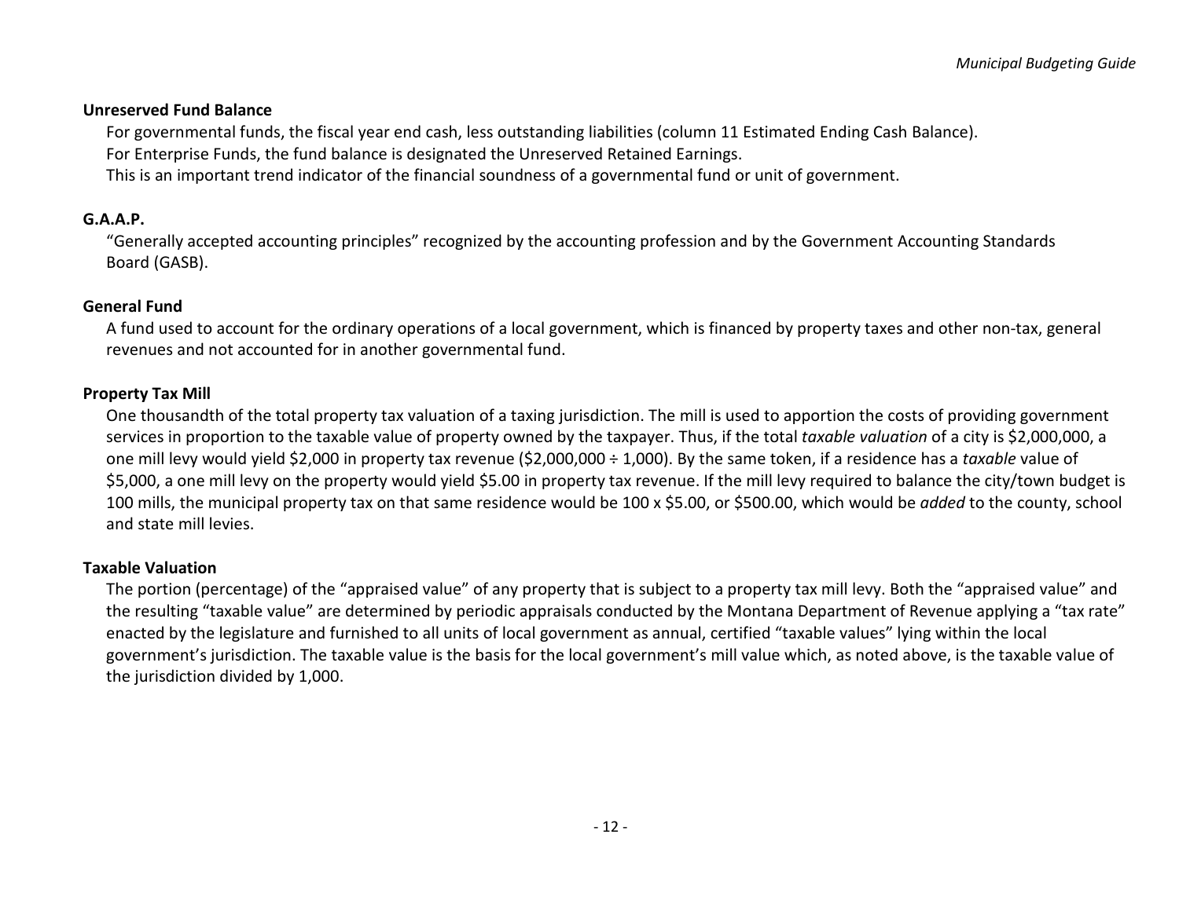**Unreserved Fund Balance**

For governmental funds, the fiscal year end cash, less outstanding liabilities (column 11 Estimated Ending Cash Balance).
For Enterprise Funds, the fund balance is designated the Unreserved Retained Earnings.
This is an important trend indicator of the financial soundness of a governmental fund or unit of government.

**G.A.A.P.**

"Generally accepted accounting principles" recognized by the accounting profession and by the Government Accounting Standards Board (GASB).

**General Fund**

A fund used to account for the ordinary operations of a local government, which is financed by property taxes and other non-tax, general revenues and not accounted for in another governmental fund.

**Property Tax Mill**

One thousandth of the total property tax valuation of a taxing jurisdiction. The mill is used to apportion the costs of providing government services in proportion to the taxable value of property owned by the taxpayer. Thus, if the total *taxable valuation* of a city is $2,000,000, a one mill levy would yield $2,000 in property tax revenue ($2,000,000 ÷ 1,000). By the same token, if a residence has a *taxable* value of $5,000, a one mill levy on the property would yield $5.00 in property tax revenue. If the mill levy required to balance the city/town budget is 100 mills, the municipal property tax on that same residence would be 100 x $5.00, or $500.00, which would be *added* to the county, school and state mill levies.

**Taxable Valuation**

The portion (percentage) of the "appraised value" of any property that is subject to a property tax mill levy. Both the "appraised value" and the resulting "taxable value" are determined by periodic appraisals conducted by the Montana Department of Revenue applying a "tax rate" enacted by the legislature and furnished to all units of local government as annual, certified "taxable values" lying within the local government's jurisdiction. The taxable value is the basis for the local government's mill value which, as noted above, is the taxable value of the jurisdiction divided by 1,000.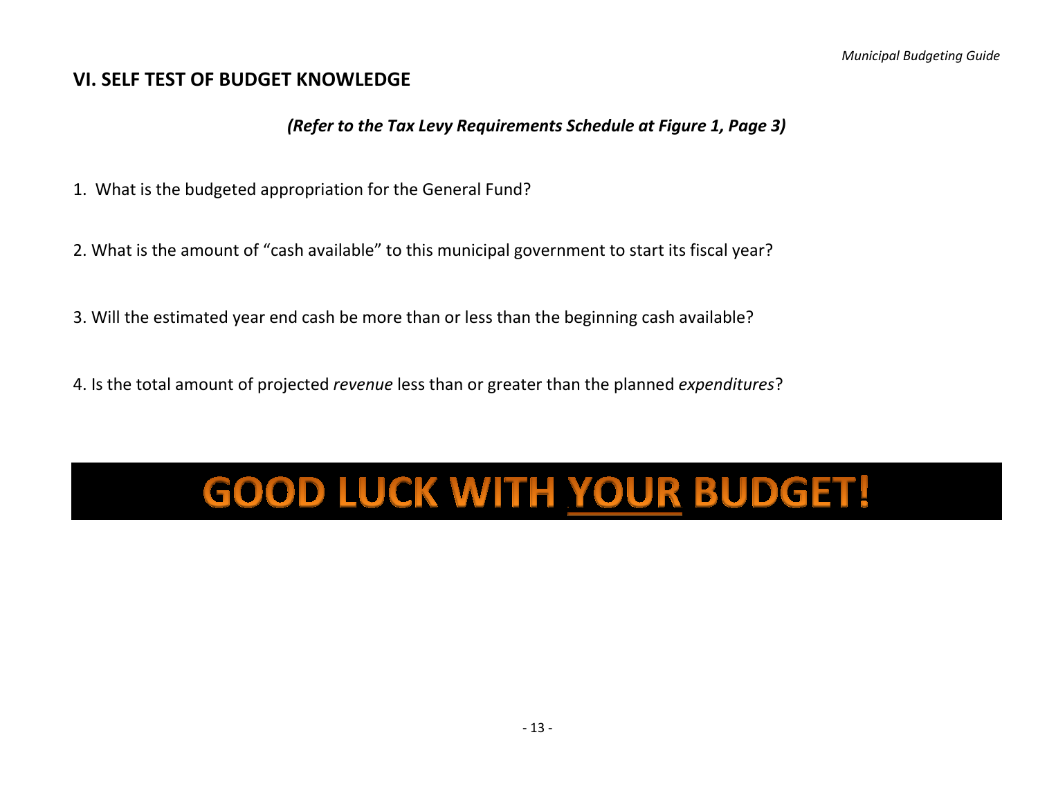## VI. SELF TEST OF BUDGET KNOWLEDGE

***(Refer to the Tax Levy Requirements Schedule at Figure 1, Page 3)***

1. What is the budgeted appropriation for the General Fund?

2. What is the amount of "cash available" to this municipal government to start its fiscal year?

3. Will the estimated year end cash be more than or less than the beginning cash available?

4. Is the total amount of projected *revenue* less than or greater than the planned *expenditures*?

# GOOD LUCK WITH YOUR BUDGET!